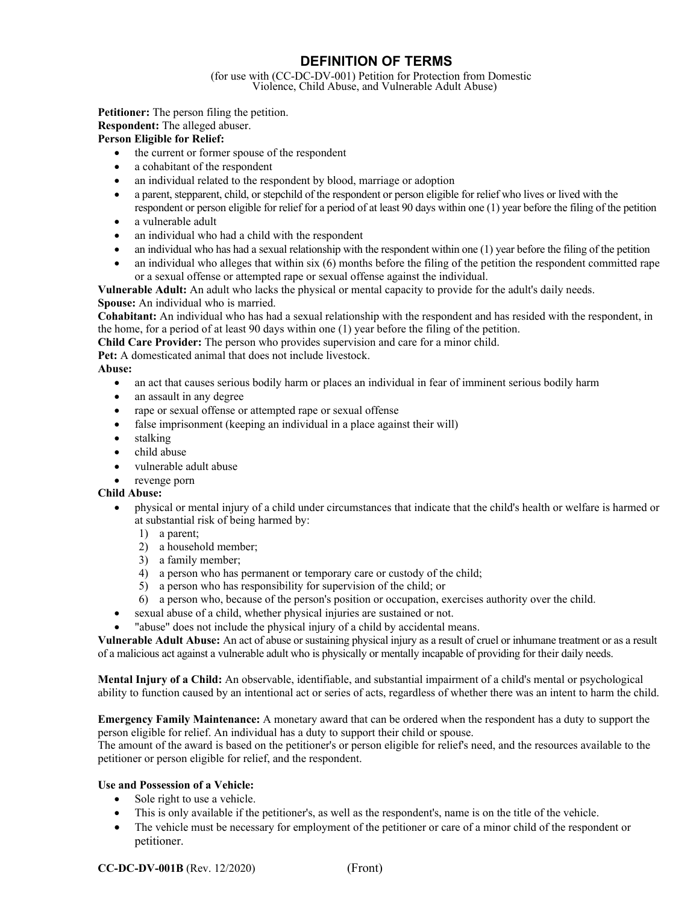# DEFINITION OF TERMS

(for use with (CC-DC-DV-001) Petition for Protection from Domestic Violence, Child Abuse, and Vulnerable Adult Abuse)

**Petitioner:** The person filing the petition.

**Respondent:** The alleged abuser.

**Person Eligible for Relief:**

- the current or former spouse of the respondent
- a cohabitant of the respondent
- an individual related to the respondent by blood, marriage or adoption
- a parent, stepparent, child, or stepchild of the respondent or person eligible for relief who lives or lived with the respondent or person eligible for relief for a period of at least 90 days within one (1) year before the filing of the petition
- a vulnerable adult
- an individual who had a child with the respondent
- an individual who has had a sexual relationship with the respondent within one (1) year before the filing of the petition
- an individual who alleges that within six (6) months before the filing of the petition the respondent committed rape or a sexual offense or attempted rape or sexual offense against the individual.

**Vulnerable Adult:** An adult who lacks the physical or mental capacity to provide for the adult's daily needs.

**Spouse:** An individual who is married.

**Cohabitant:** An individual who has had a sexual relationship with the respondent and has resided with the respondent, in the home, for a period of at least 90 days within one (1) year before the filing of the petition.

**Child Care Provider:** The person who provides supervision and care for a minor child.

**Pet:** A domesticated animal that does not include livestock.

**Abuse:**

- an act that causes serious bodily harm or places an individual in fear of imminent serious bodily harm
- an assault in any degree
- rape or sexual offense or attempted rape or sexual offense
- false imprisonment (keeping an individual in a place against their will)
- stalking
- child abuse
- vulnerable adult abuse
- revenge porn

**Child Abuse:**

- physical or mental injury of a child under circumstances that indicate that the child's health or welfare is harmed or at substantial risk of being harmed by:
  1) a parent;
  2) a household member;
  3) a family member;
  4) a person who has permanent or temporary care or custody of the child;
  5) a person who has responsibility for supervision of the child; or
  6) a person who, because of the person's position or occupation, exercises authority over the child.
- sexual abuse of a child, whether physical injuries are sustained or not.
- "abuse" does not include the physical injury of a child by accidental means.

**Vulnerable Adult Abuse:** An act of abuse or sustaining physical injury as a result of cruel or inhumane treatment or as a result of a malicious act against a vulnerable adult who is physically or mentally incapable of providing for their daily needs.

**Mental Injury of a Child:** An observable, identifiable, and substantial impairment of a child's mental or psychological ability to function caused by an intentional act or series of acts, regardless of whether there was an intent to harm the child.

**Emergency Family Maintenance:** A monetary award that can be ordered when the respondent has a duty to support the person eligible for relief. An individual has a duty to support their child or spouse.
The amount of the award is based on the petitioner's or person eligible for relief's need, and the resources available to the petitioner or person eligible for relief, and the respondent.

**Use and Possession of a Vehicle:**

- Sole right to use a vehicle.
- This is only available if the petitioner's, as well as the respondent's, name is on the title of the vehicle.
- The vehicle must be necessary for employment of the petitioner or care of a minor child of the respondent or petitioner.

**CC-DC-DV-001B** (Rev. 12/2020) (Front)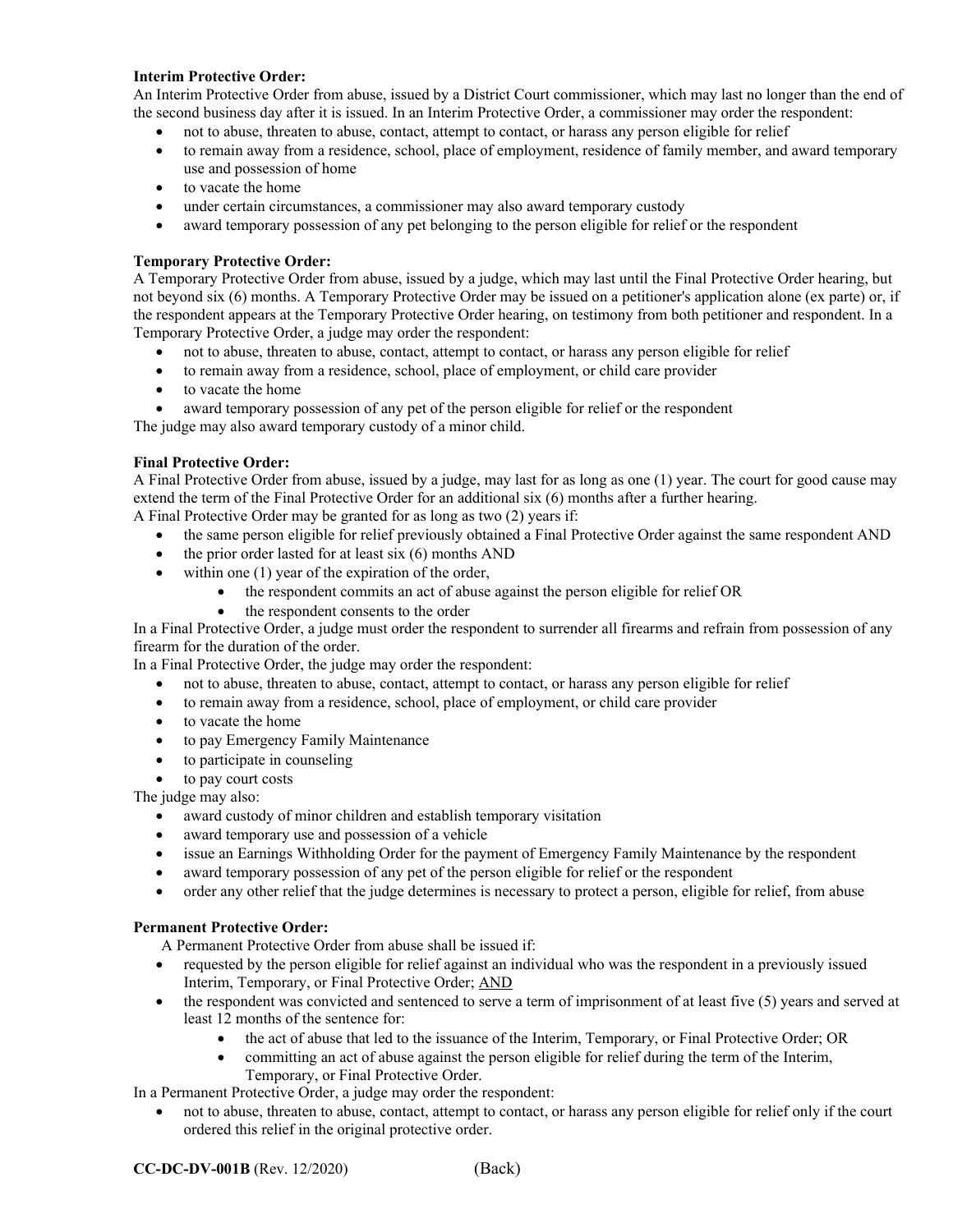**Interim Protective Order:**
An Interim Protective Order from abuse, issued by a District Court commissioner, which may last no longer than the end of the second business day after it is issued. In an Interim Protective Order, a commissioner may order the respondent:

- not to abuse, threaten to abuse, contact, attempt to contact, or harass any person eligible for relief
- to remain away from a residence, school, place of employment, residence of family member, and award temporary use and possession of home
- to vacate the home
- under certain circumstances, a commissioner may also award temporary custody
- award temporary possession of any pet belonging to the person eligible for relief or the respondent

**Temporary Protective Order:**
A Temporary Protective Order from abuse, issued by a judge, which may last until the Final Protective Order hearing, but not beyond six (6) months. A Temporary Protective Order may be issued on a petitioner's application alone (ex parte) or, if the respondent appears at the Temporary Protective Order hearing, on testimony from both petitioner and respondent. In a Temporary Protective Order, a judge may order the respondent:

- not to abuse, threaten to abuse, contact, attempt to contact, or harass any person eligible for relief
- to remain away from a residence, school, place of employment, or child care provider
- to vacate the home
- award temporary possession of any pet of the person eligible for relief or the respondent

The judge may also award temporary custody of a minor child.

**Final Protective Order:**
A Final Protective Order from abuse, issued by a judge, may last for as long as one (1) year. The court for good cause may extend the term of the Final Protective Order for an additional six (6) months after a further hearing.
A Final Protective Order may be granted for as long as two (2) years if:

- the same person eligible for relief previously obtained a Final Protective Order against the same respondent AND
- the prior order lasted for at least six (6) months AND
- within one (1) year of the expiration of the order,
  - the respondent commits an act of abuse against the person eligible for relief OR
  - the respondent consents to the order

In a Final Protective Order, a judge must order the respondent to surrender all firearms and refrain from possession of any firearm for the duration of the order.
In a Final Protective Order, the judge may order the respondent:

- not to abuse, threaten to abuse, contact, attempt to contact, or harass any person eligible for relief
- to remain away from a residence, school, place of employment, or child care provider
- to vacate the home
- to pay Emergency Family Maintenance
- to participate in counseling
- to pay court costs

The judge may also:

- award custody of minor children and establish temporary visitation
- award temporary use and possession of a vehicle
- issue an Earnings Withholding Order for the payment of Emergency Family Maintenance by the respondent
- award temporary possession of any pet of the person eligible for relief or the respondent
- order any other relief that the judge determines is necessary to protect a person, eligible for relief, from abuse

**Permanent Protective Order:**
A Permanent Protective Order from abuse shall be issued if:

- requested by the person eligible for relief against an individual who was the respondent in a previously issued Interim, Temporary, or Final Protective Order; AND
- the respondent was convicted and sentenced to serve a term of imprisonment of at least five (5) years and served at least 12 months of the sentence for:
  - the act of abuse that led to the issuance of the Interim, Temporary, or Final Protective Order; OR
  - committing an act of abuse against the person eligible for relief during the term of the Interim, Temporary, or Final Protective Order.

In a Permanent Protective Order, a judge may order the respondent:

- not to abuse, threaten to abuse, contact, attempt to contact, or harass any person eligible for relief only if the court ordered this relief in the original protective order.

**CC-DC-DV-001B** (Rev. 12/2020) (Back)